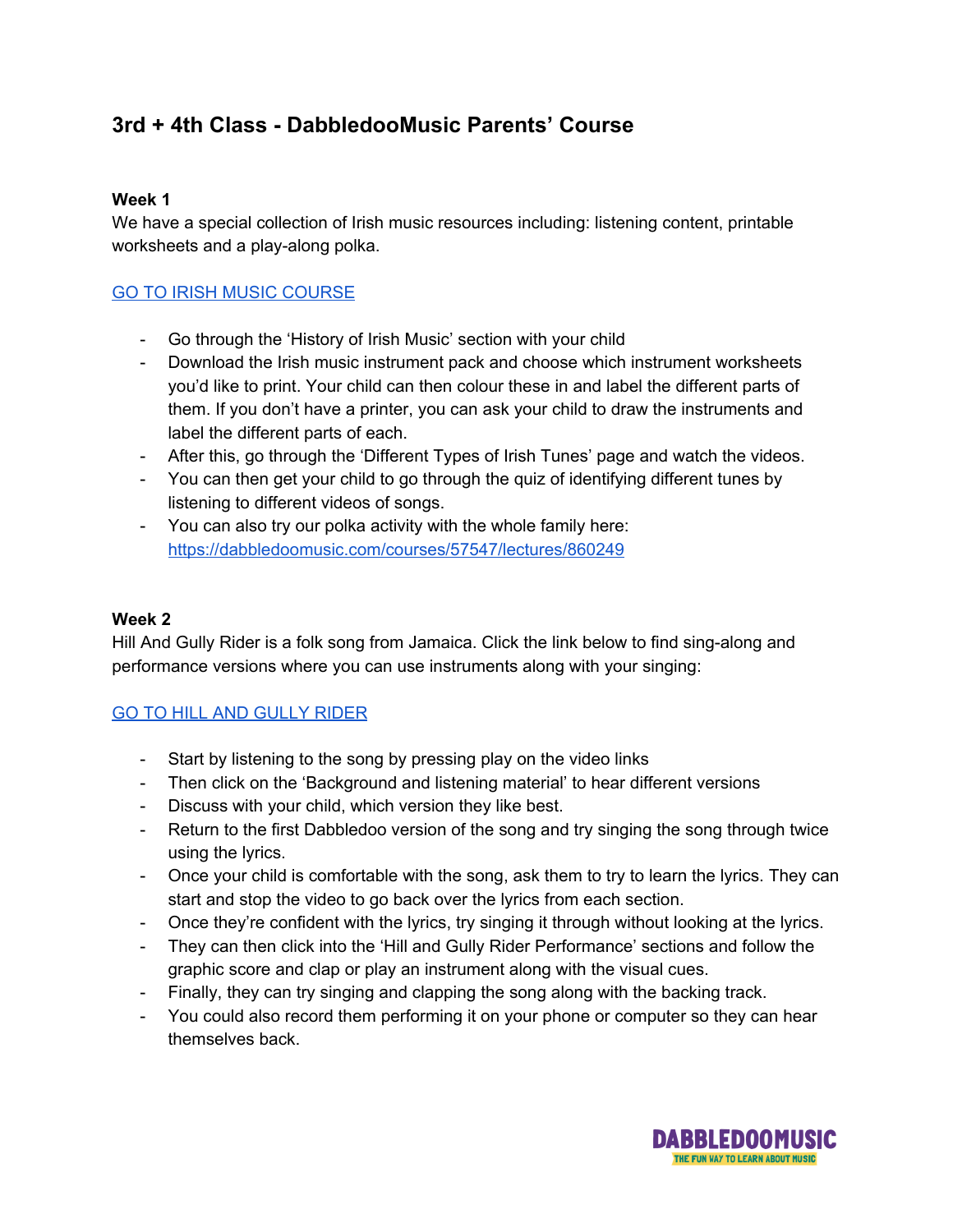# 3rd + 4th Class - DabbledooMusic Parents' Course

**Week 1**

We have a special collection of Irish music resources including: listening content, printable worksheets and a play-along polka.

[GO TO IRISH MUSIC COURSE]()

- Go through the 'History of Irish Music' section with your child
- Download the Irish music instrument pack and choose which instrument worksheets you'd like to print. Your child can then colour these in and label the different parts of them. If you don't have a printer, you can ask your child to draw the instruments and label the different parts of each.
- After this, go through the 'Different Types of Irish Tunes' page and watch the videos.
- You can then get your child to go through the quiz of identifying different tunes by listening to different videos of songs.
- You can also try our polka activity with the whole family here: [https://dabbledoomusic.com/courses/57547/lectures/860249](https://dabbledoomusic.com/courses/57547/lectures/860249)

**Week 2**

Hill And Gully Rider is a folk song from Jamaica. Click the link below to find sing-along and performance versions where you can use instruments along with your singing:

[GO TO HILL AND GULLY RIDER]()

- Start by listening to the song by pressing play on the video links
- Then click on the 'Background and listening material' to hear different versions
- Discuss with your child, which version they like best.
- Return to the first Dabbledoo version of the song and try singing the song through twice using the lyrics.
- Once your child is comfortable with the song, ask them to try to learn the lyrics. They can start and stop the video to go back over the lyrics from each section.
- Once they're confident with the lyrics, try singing it through without looking at the lyrics.
- They can then click into the 'Hill and Gully Rider Performance' sections and follow the graphic score and clap or play an instrument along with the visual cues.
- Finally, they can try singing and clapping the song along with the backing track.
- You could also record them performing it on your phone or computer so they can hear themselves back.

DABBLEDOOMUSIC
THE FUN WAY TO LEARN ABOUT MUSIC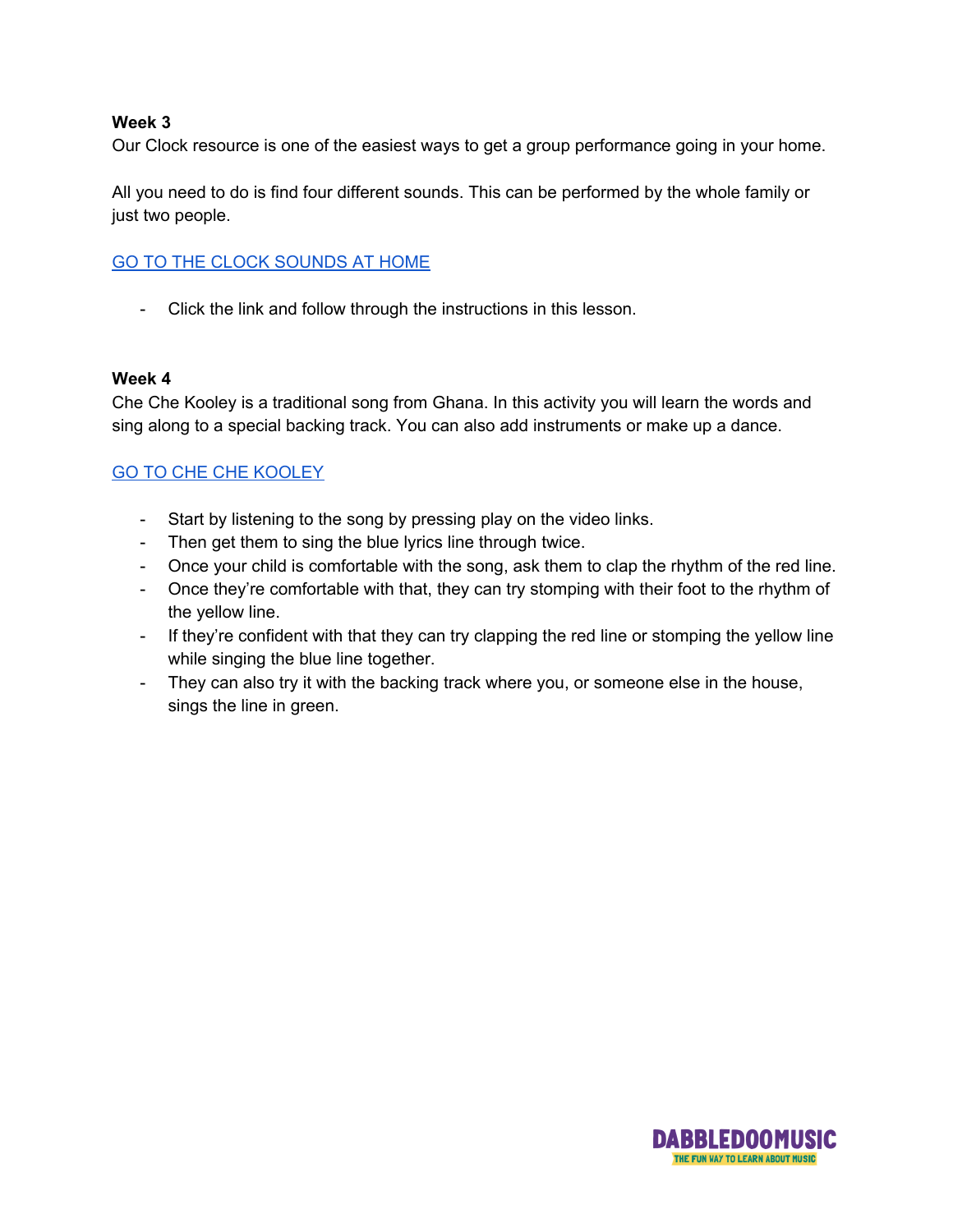**Week 3**

Our Clock resource is one of the easiest ways to get a group performance going in your home.

All you need to do is find four different sounds. This can be performed by the whole family or just two people.

GO TO THE CLOCK SOUNDS AT HOME

- Click the link and follow through the instructions in this lesson.

**Week 4**

Che Che Kooley is a traditional song from Ghana. In this activity you will learn the words and sing along to a special backing track. You can also add instruments or make up a dance.

GO TO CHE CHE KOOLEY

- Start by listening to the song by pressing play on the video links.
- Then get them to sing the blue lyrics line through twice.
- Once your child is comfortable with the song, ask them to clap the rhythm of the red line.
- Once they're comfortable with that, they can try stomping with their foot to the rhythm of the yellow line.
- If they're confident with that they can try clapping the red line or stomping the yellow line while singing the blue line together.
- They can also try it with the backing track where you, or someone else in the house, sings the line in green.

DABBLEDOOMUSIC
THE FUN WAY TO LEARN ABOUT MUSIC